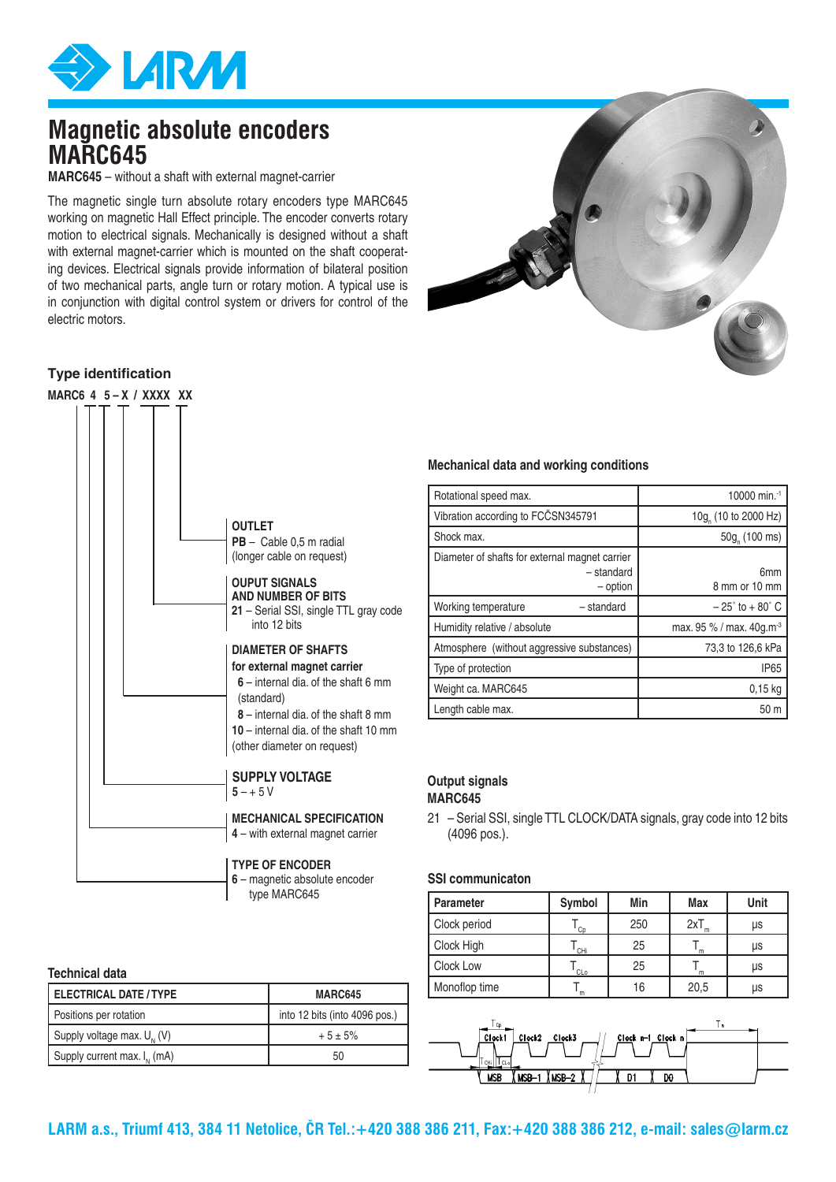# Magnetic absolute encoders MARC645

**MARC645** – without a shaft with external magnet-carrier

The magnetic single turn absolute rotary encoders type MARC645 working on magnetic Hall Effect principle. The encoder converts rotary motion to electrical signals. Mechanically is designed without a shaft with external magnet-carrier which is mounted on the shaft cooperating devices. Electrical signals provide information of bilateral position of two mechanical parts, angle turn or rotary motion. A typical use is in conjunction with digital control system or drivers for control of the electric motors.

## Type identification

**MARC6 4 5 – X / XXXX XX**

**OUTLET**
**PB** – Cable 0,5 m radial (longer cable on request)

**OUPUT SIGNALS AND NUMBER OF BITS**
**21** – Serial SSI, single TTL gray code into 12 bits

**DIAMETER OF SHAFTS for external magnet carrier**
**6** – internal dia. of the shaft 6 mm (standard)
**8** – internal dia. of the shaft 8 mm
**10** – internal dia. of the shaft 10 mm (other diameter on request)

**SUPPLY VOLTAGE**
**5** – + 5 V

**MECHANICAL SPECIFICATION**
**4** – with external magnet carrier

**TYPE OF ENCODER**
**6** – magnetic absolute encoder type MARC645

## Mechanical data and working conditions

| | |
|---|---|
| Rotational speed max. | 10000 min.$^{-1}$ |
| Vibration according to FCČSN345791 | 10g$_n$ (10 to 2000 Hz) |
| Shock max. | 50g$_n$ (100 ms) |
| Diameter of shafts for external magnet carrier – standard – option | 6mm<br>8 mm or 10 mm |
| Working temperature – standard | – 25° to + 80° C |
| Humidity relative / absolute | max. 95 % / max. 40g.m$^{-3}$ |
| Atmosphere (without aggressive substances) | 73,3 to 126,6 kPa |
| Type of protection | IP65 |
| Weight ca. MARC645 | 0,15 kg |
| Length cable max. | 50 m |

## Output signals MARC645

21 – Serial SSI, single TTL CLOCK/DATA signals, gray code into 12 bits (4096 pos.).

## SSI communicaton

| Parameter | Symbol | Min | Max | Unit |
|---|---|---|---|---|
| Clock period | $T_{Cp}$ | 250 | $2xT_m$ | µs |
| Clock High | $T_{CHi}$ | 25 | $T_m$ | µs |
| Clock Low | $T_{CLo}$ | 25 | $T_m$ | µs |
| Monoflop time | $T_m$ | 16 | 20,5 | µs |

## Technical data

| ELECTRICAL DATE / TYPE | MARC645 |
|---|---|
| Positions per rotation | into 12 bits (into 4096 pos.) |
| Supply voltage max. $U_N$ (V) | + 5 ± 5% |
| Supply current max. $I_N$ (mA) | 50 |

LARM a.s., Triumf 413, 384 11 Netolice, ČR Tel.:+420 388 386 211, Fax:+420 388 386 212, e-mail: sales@larm.cz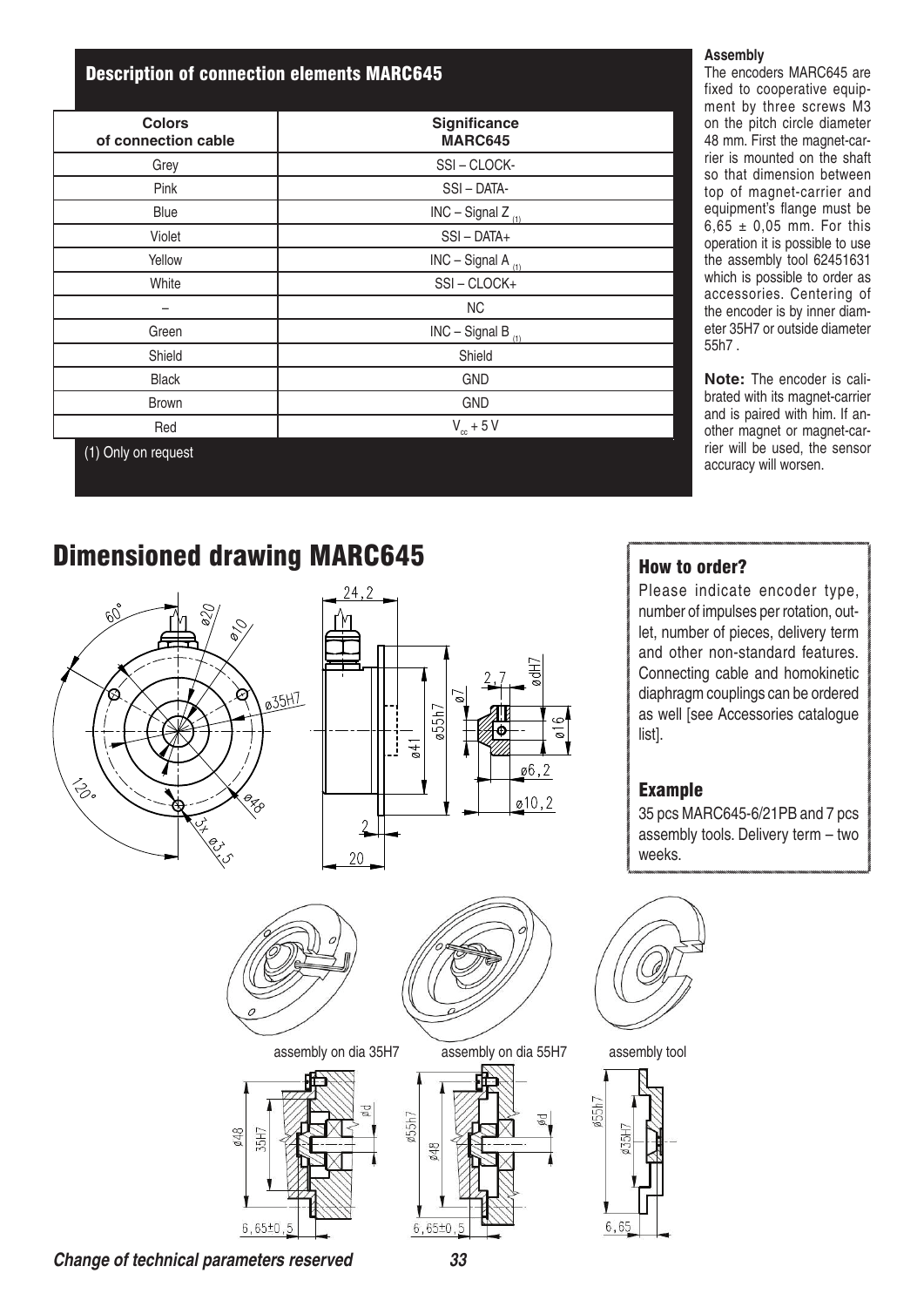## Description of connection elements MARC645

| Colors of connection cable | Significance MARC645 |
| --- | --- |
| Grey | SSI – CLOCK- |
| Pink | SSI – DATA- |
| Blue | INC – Signal Z (1) |
| Violet | SSI – DATA+ |
| Yellow | INC – Signal A (1) |
| White | SSI – CLOCK+ |
| – | NC |
| Green | INC – Signal B (1) |
| Shield | Shield |
| Black | GND |
| Brown | GND |
| Red | $V_{cc}$ + 5 V |

(1) Only on request

### Assembly

The encoders MARC645 are fixed to cooperative equipment by three screws M3 on the pitch circle diameter 48 mm. First the magnet-carrier is mounted on the shaft so that dimension between top of magnet-carrier and equipment's flange must be 6,65 ± 0,05 mm. For this operation it is possible to use the assembly tool 62451631 which is possible to order as accessories. Centering of the encoder is by inner diameter 35H7 or outside diameter 55h7 .

**Note:** The encoder is calibrated with its magnet-carrier and is paired with him. If another magnet or magnet-carrier will be used, the sensor accuracy will worsen.

## Dimensioned drawing MARC645

60°
ø20
ø10
ø35H7
120°
ø48
3x ø3,5
24,2
ø41
ø55h7
2
20
2,7
ø7
ødH7
ø16
ø6,2
ø10,2

assembly on dia 35H7

assembly on dia 55H7

assembly tool

ø48
35H7
ød
6,65±0,5
ø55h7
ø48
ød
6,65±0,5
ø55h7
ø35H7
6,65

### How to order?

Please indicate encoder type, number of impulses per rotation, outlet, number of pieces, delivery term and other non-standard features. Connecting cable and homokinetic diaphragm couplings can be ordered as well [see Accessories catalogue list].

### Example

35 pcs MARC645-6/21PB and 7 pcs assembly tools. Delivery term – two weeks.

*Change of technical parameters reserved*